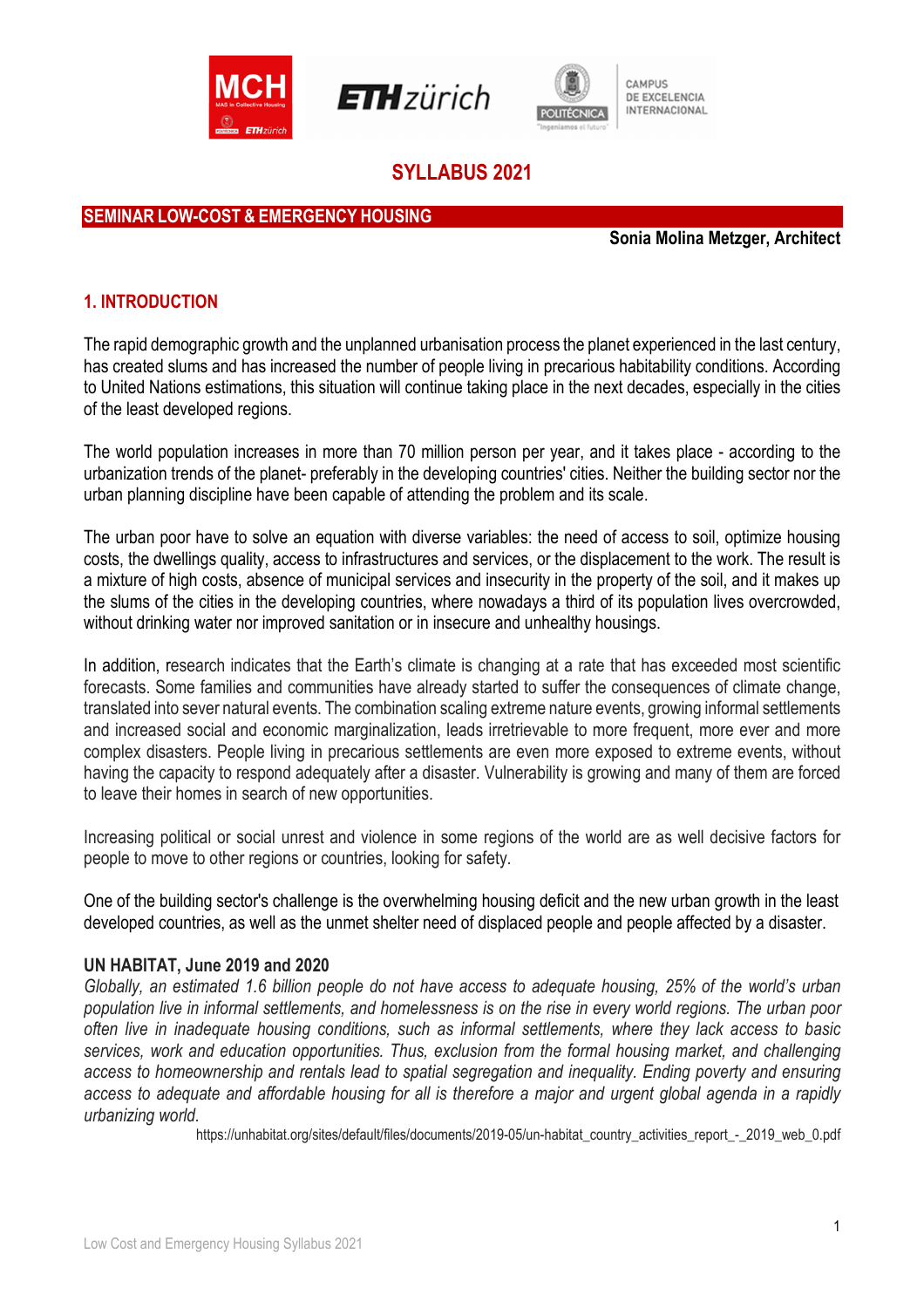# SYLLABUS 2021

## SEMINAR LOW-COST & EMERGENCY HOUSING

**Sonia Molina Metzger, Architect**

## 1. INTRODUCTION

The rapid demographic growth and the unplanned urbanisation process the planet experienced in the last century, has created slums and has increased the number of people living in precarious habitability conditions. According to United Nations estimations, this situation will continue taking place in the next decades, especially in the cities of the least developed regions.

The world population increases in more than 70 million person per year, and it takes place - according to the urbanization trends of the planet- preferably in the developing countries' cities. Neither the building sector nor the urban planning discipline have been capable of attending the problem and its scale.

The urban poor have to solve an equation with diverse variables: the need of access to soil, optimize housing costs, the dwellings quality, access to infrastructures and services, or the displacement to the work. The result is a mixture of high costs, absence of municipal services and insecurity in the property of the soil, and it makes up the slums of the cities in the developing countries, where nowadays a third of its population lives overcrowded, without drinking water nor improved sanitation or in insecure and unhealthy housings.

In addition, research indicates that the Earth's climate is changing at a rate that has exceeded most scientific forecasts. Some families and communities have already started to suffer the consequences of climate change, translated into sever natural events. The combination scaling extreme nature events, growing informal settlements and increased social and economic marginalization, leads irretrievable to more frequent, more ever and more complex disasters. People living in precarious settlements are even more exposed to extreme events, without having the capacity to respond adequately after a disaster. Vulnerability is growing and many of them are forced to leave their homes in search of new opportunities.

Increasing political or social unrest and violence in some regions of the world are as well decisive factors for people to move to other regions or countries, looking for safety.

One of the building sector's challenge is the overwhelming housing deficit and the new urban growth in the least developed countries, as well as the unmet shelter need of displaced people and people affected by a disaster.

**UN HABITAT, June 2019 and 2020**

*Globally, an estimated 1.6 billion people do not have access to adequate housing, 25% of the world's urban population live in informal settlements, and homelessness is on the rise in every world regions. The urban poor often live in inadequate housing conditions, such as informal settlements, where they lack access to basic services, work and education opportunities. Thus, exclusion from the formal housing market, and challenging access to homeownership and rentals lead to spatial segregation and inequality. Ending poverty and ensuring access to adequate and affordable housing for all is therefore a major and urgent global agenda in a rapidly urbanizing world.*

https://unhabitat.org/sites/default/files/documents/2019-05/un-habitat_country_activities_report_-_2019_web_0.pdf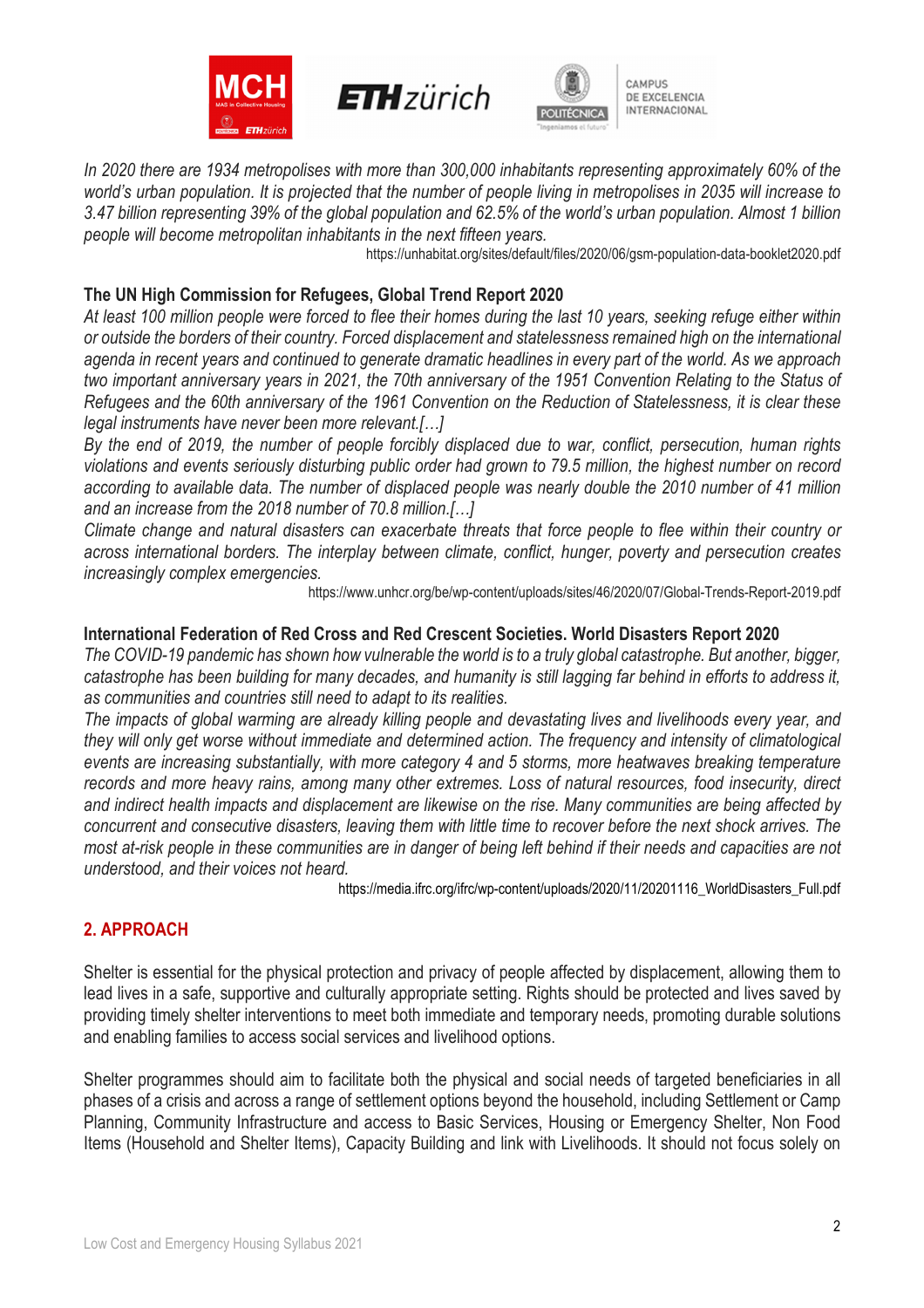*In 2020 there are 1934 metropolises with more than 300,000 inhabitants representing approximately 60% of the world's urban population. It is projected that the number of people living in metropolises in 2035 will increase to 3.47 billion representing 39% of the global population and 62.5% of the world's urban population. Almost 1 billion people will become metropolitan inhabitants in the next fifteen years.*

https://unhabitat.org/sites/default/files/2020/06/gsm-population-data-booklet2020.pdf

**The UN High Commission for Refugees, Global Trend Report 2020**

*At least 100 million people were forced to flee their homes during the last 10 years, seeking refuge either within or outside the borders of their country. Forced displacement and statelessness remained high on the international agenda in recent years and continued to generate dramatic headlines in every part of the world. As we approach two important anniversary years in 2021, the 70th anniversary of the 1951 Convention Relating to the Status of Refugees and the 60th anniversary of the 1961 Convention on the Reduction of Statelessness, it is clear these legal instruments have never been more relevant.[…]*

*By the end of 2019, the number of people forcibly displaced due to war, conflict, persecution, human rights violations and events seriously disturbing public order had grown to 79.5 million, the highest number on record according to available data. The number of displaced people was nearly double the 2010 number of 41 million and an increase from the 2018 number of 70.8 million.[…]*

*Climate change and natural disasters can exacerbate threats that force people to flee within their country or across international borders. The interplay between climate, conflict, hunger, poverty and persecution creates increasingly complex emergencies.*

https://www.unhcr.org/be/wp-content/uploads/sites/46/2020/07/Global-Trends-Report-2019.pdf

**International Federation of Red Cross and Red Crescent Societies. World Disasters Report 2020**

*The COVID-19 pandemic has shown how vulnerable the world is to a truly global catastrophe. But another, bigger, catastrophe has been building for many decades, and humanity is still lagging far behind in efforts to address it, as communities and countries still need to adapt to its realities.*

*The impacts of global warming are already killing people and devastating lives and livelihoods every year, and they will only get worse without immediate and determined action. The frequency and intensity of climatological events are increasing substantially, with more category 4 and 5 storms, more heatwaves breaking temperature records and more heavy rains, among many other extremes. Loss of natural resources, food insecurity, direct and indirect health impacts and displacement are likewise on the rise. Many communities are being affected by concurrent and consecutive disasters, leaving them with little time to recover before the next shock arrives. The most at-risk people in these communities are in danger of being left behind if their needs and capacities are not understood, and their voices not heard.*

https://media.ifrc.org/ifrc/wp-content/uploads/2020/11/20201116_WorldDisasters_Full.pdf

## 2. APPROACH

Shelter is essential for the physical protection and privacy of people affected by displacement, allowing them to lead lives in a safe, supportive and culturally appropriate setting. Rights should be protected and lives saved by providing timely shelter interventions to meet both immediate and temporary needs, promoting durable solutions and enabling families to access social services and livelihood options.

Shelter programmes should aim to facilitate both the physical and social needs of targeted beneficiaries in all phases of a crisis and across a range of settlement options beyond the household, including Settlement or Camp Planning, Community Infrastructure and access to Basic Services, Housing or Emergency Shelter, Non Food Items (Household and Shelter Items), Capacity Building and link with Livelihoods. It should not focus solely on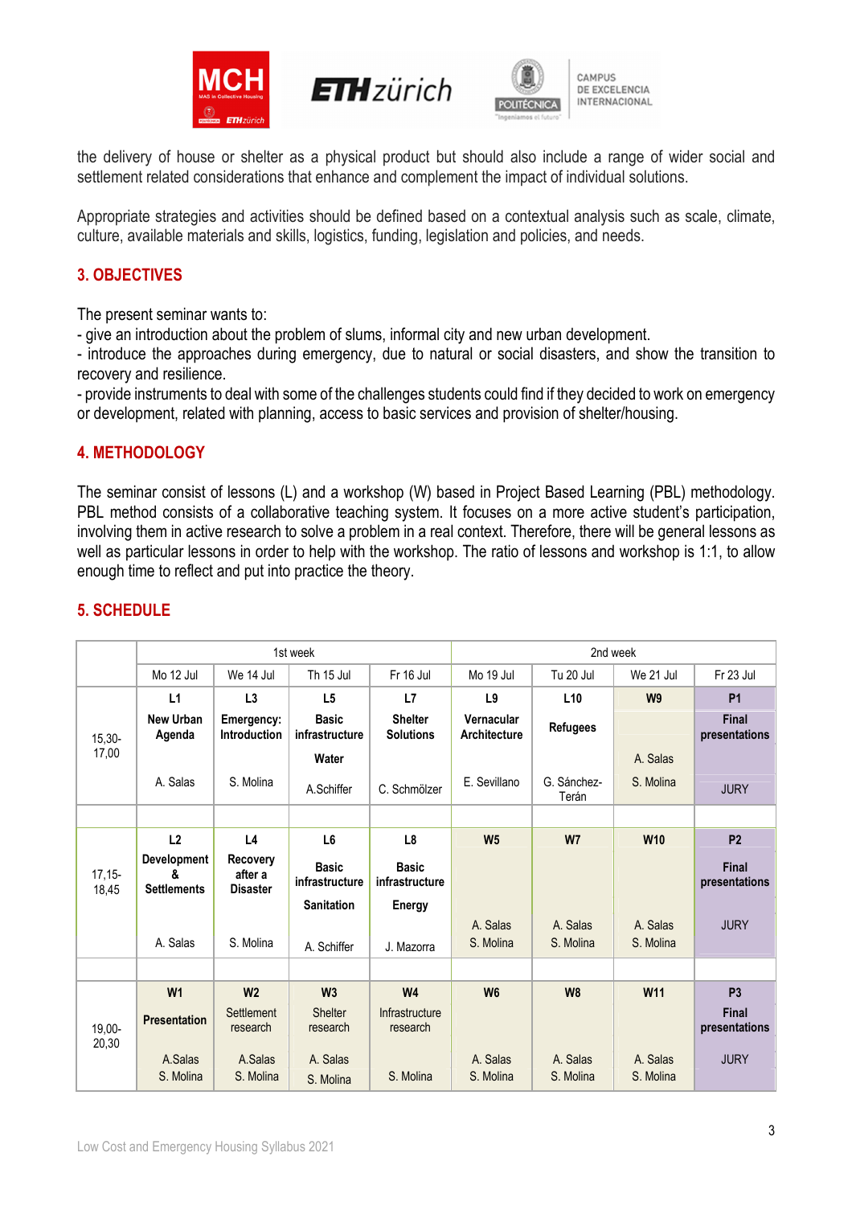the delivery of house or shelter as a physical product but should also include a range of wider social and settlement related considerations that enhance and complement the impact of individual solutions.

Appropriate strategies and activities should be defined based on a contextual analysis such as scale, climate, culture, available materials and skills, logistics, funding, legislation and policies, and needs.

## 3. OBJECTIVES

The present seminar wants to:
- give an introduction about the problem of slums, informal city and new urban development.
- introduce the approaches during emergency, due to natural or social disasters, and show the transition to recovery and resilience.
- provide instruments to deal with some of the challenges students could find if they decided to work on emergency or development, related with planning, access to basic services and provision of shelter/housing.

## 4. METHODOLOGY

The seminar consist of lessons (L) and a workshop (W) based in Project Based Learning (PBL) methodology. PBL method consists of a collaborative teaching system. It focuses on a more active student's participation, involving them in active research to solve a problem in a real context. Therefore, there will be general lessons as well as particular lessons in order to help with the workshop. The ratio of lessons and workshop is 1:1, to allow enough time to reflect and put into practice the theory.

## 5. SCHEDULE

| | 1st week | | | | 2nd week | | | |
|---|---|---|---|---|---|---|---|---|
| | Mo 12 Jul | We 14 Jul | Th 15 Jul | Fr 16 Jul | Mo 19 Jul | Tu 20 Jul | We 21 Jul | Fr 23 Jul |
| 15,30-17,00 | **L1** **New Urban Agenda** A. Salas | **L3** **Emergency: Introduction** S. Molina | **L5** **Basic infrastructure** **Water** A.Schiffer | **L7** **Shelter Solutions** C. Schmölzer | **L9** **Vernacular Architecture** E. Sevillano | **L10** **Refugees** G. Sánchez-Terán | **W9** A. Salas S. Molina | **P1** **Final presentations** JURY |
| 17,15-18,45 | **L2** **Development & Settlements** A. Salas | **L4** **Recovery after a Disaster** S. Molina | **L6** **Basic infrastructure** **Sanitation** A. Schiffer | **L8** **Basic infrastructure** **Energy** J. Mazorra | **W5** A. Salas S. Molina | **W7** A. Salas S. Molina | **W10** A. Salas S. Molina | **P2** **Final presentations** JURY |
| 19,00-20,30 | **W1** **Presentation** A.Salas S. Molina | **W2** Settlement research A.Salas S. Molina | **W3** Shelter research A. Salas S. Molina | **W4** Infrastructure research S. Molina | **W6** A. Salas S. Molina | **W8** A. Salas S. Molina | **W11** A. Salas S. Molina | **P3** **Final presentations** JURY |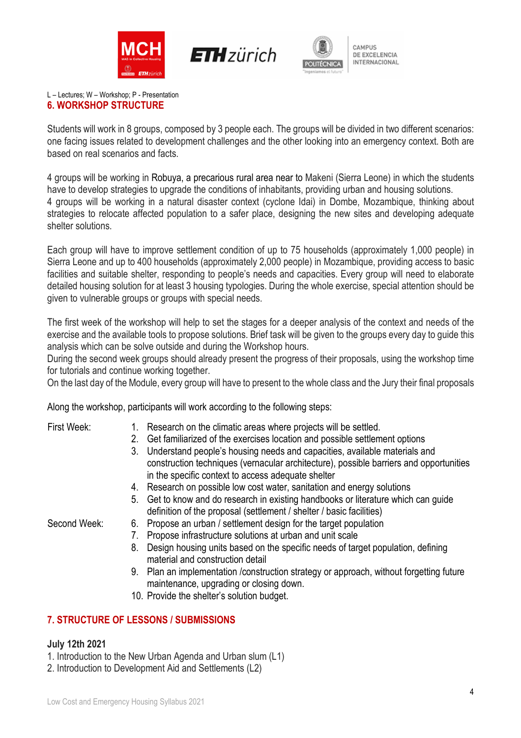L – Lectures; W – Workshop; P - Presentation

## 6. WORKSHOP STRUCTURE

Students will work in 8 groups, composed by 3 people each. The groups will be divided in two different scenarios: one facing issues related to development challenges and the other looking into an emergency context. Both are based on real scenarios and facts.

4 groups will be working in Robuya, a precarious rural area near to Makeni (Sierra Leone) in which the students have to develop strategies to upgrade the conditions of inhabitants, providing urban and housing solutions.
4 groups will be working in a natural disaster context (cyclone Idai) in Dombe, Mozambique, thinking about strategies to relocate affected population to a safer place, designing the new sites and developing adequate shelter solutions.

Each group will have to improve settlement condition of up to 75 households (approximately 1,000 people) in Sierra Leone and up to 400 households (approximately 2,000 people) in Mozambique, providing access to basic facilities and suitable shelter, responding to people's needs and capacities. Every group will need to elaborate detailed housing solution for at least 3 housing typologies. During the whole exercise, special attention should be given to vulnerable groups or groups with special needs.

The first week of the workshop will help to set the stages for a deeper analysis of the context and needs of the exercise and the available tools to propose solutions. Brief task will be given to the groups every day to guide this analysis which can be solve outside and during the Workshop hours.
During the second week groups should already present the progress of their proposals, using the workshop time for tutorials and continue working together.
On the last day of the Module, every group will have to present to the whole class and the Jury their final proposals

Along the workshop, participants will work according to the following steps:

First Week:

1. Research on the climatic areas where projects will be settled.
2. Get familiarized of the exercises location and possible settlement options
3. Understand people's housing needs and capacities, available materials and construction techniques (vernacular architecture), possible barriers and opportunities in the specific context to access adequate shelter
4. Research on possible low cost water, sanitation and energy solutions
5. Get to know and do research in existing handbooks or literature which can guide definition of the proposal (settlement / shelter / basic facilities)

Second Week:

6. Propose an urban / settlement design for the target population
7. Propose infrastructure solutions at urban and unit scale
8. Design housing units based on the specific needs of target population, defining material and construction detail
9. Plan an implementation /construction strategy or approach, without forgetting future maintenance, upgrading or closing down.
10. Provide the shelter's solution budget.

## 7. STRUCTURE OF LESSONS / SUBMISSIONS

**July 12th 2021**

1. Introduction to the New Urban Agenda and Urban slum (L1)
2. Introduction to Development Aid and Settlements (L2)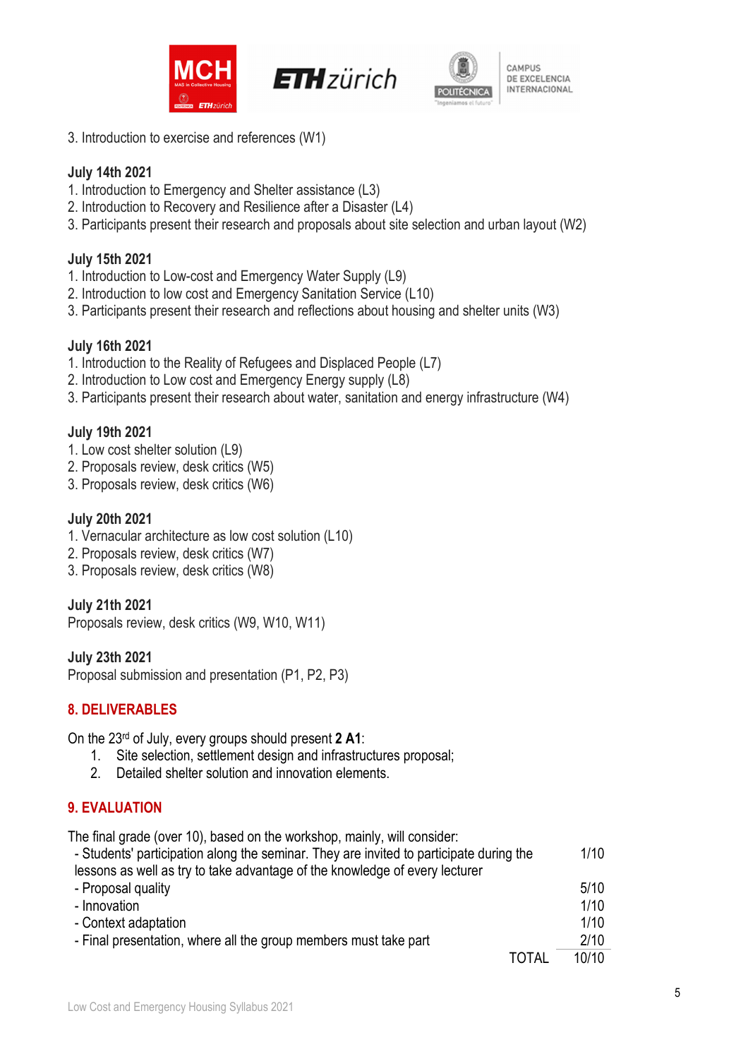3. Introduction to exercise and references (W1)

**July 14th 2021**
1. Introduction to Emergency and Shelter assistance (L3)
2. Introduction to Recovery and Resilience after a Disaster (L4)
3. Participants present their research and proposals about site selection and urban layout (W2)

**July 15th 2021**
1. Introduction to Low-cost and Emergency Water Supply (L9)
2. Introduction to low cost and Emergency Sanitation Service (L10)
3. Participants present their research and reflections about housing and shelter units (W3)

**July 16th 2021**
1. Introduction to the Reality of Refugees and Displaced People (L7)
2. Introduction to Low cost and Emergency Energy supply (L8)
3. Participants present their research about water, sanitation and energy infrastructure (W4)

**July 19th 2021**
1. Low cost shelter solution (L9)
2. Proposals review, desk critics (W5)
3. Proposals review, desk critics (W6)

**July 20th 2021**
1. Vernacular architecture as low cost solution (L10)
2. Proposals review, desk critics (W7)
3. Proposals review, desk critics (W8)

**July 21th 2021**
Proposals review, desk critics (W9, W10, W11)

**July 23th 2021**
Proposal submission and presentation (P1, P2, P3)

## 8. DELIVERABLES

On the 23rd of July, every groups should present **2 A1**:

1. Site selection, settlement design and infrastructures proposal;
2. Detailed shelter solution and innovation elements.

## 9. EVALUATION

The final grade (over 10), based on the workshop, mainly, will consider:

| | |
|---|---|
| - Students' participation along the seminar. They are invited to participate during the lessons as well as try to take advantage of the knowledge of every lecturer | 1/10 |
| - Proposal quality | 5/10 |
| - Innovation | 1/10 |
| - Context adaptation | 1/10 |
| - Final presentation, where all the group members must take part | 2/10 |
| TOTAL | 10/10 |